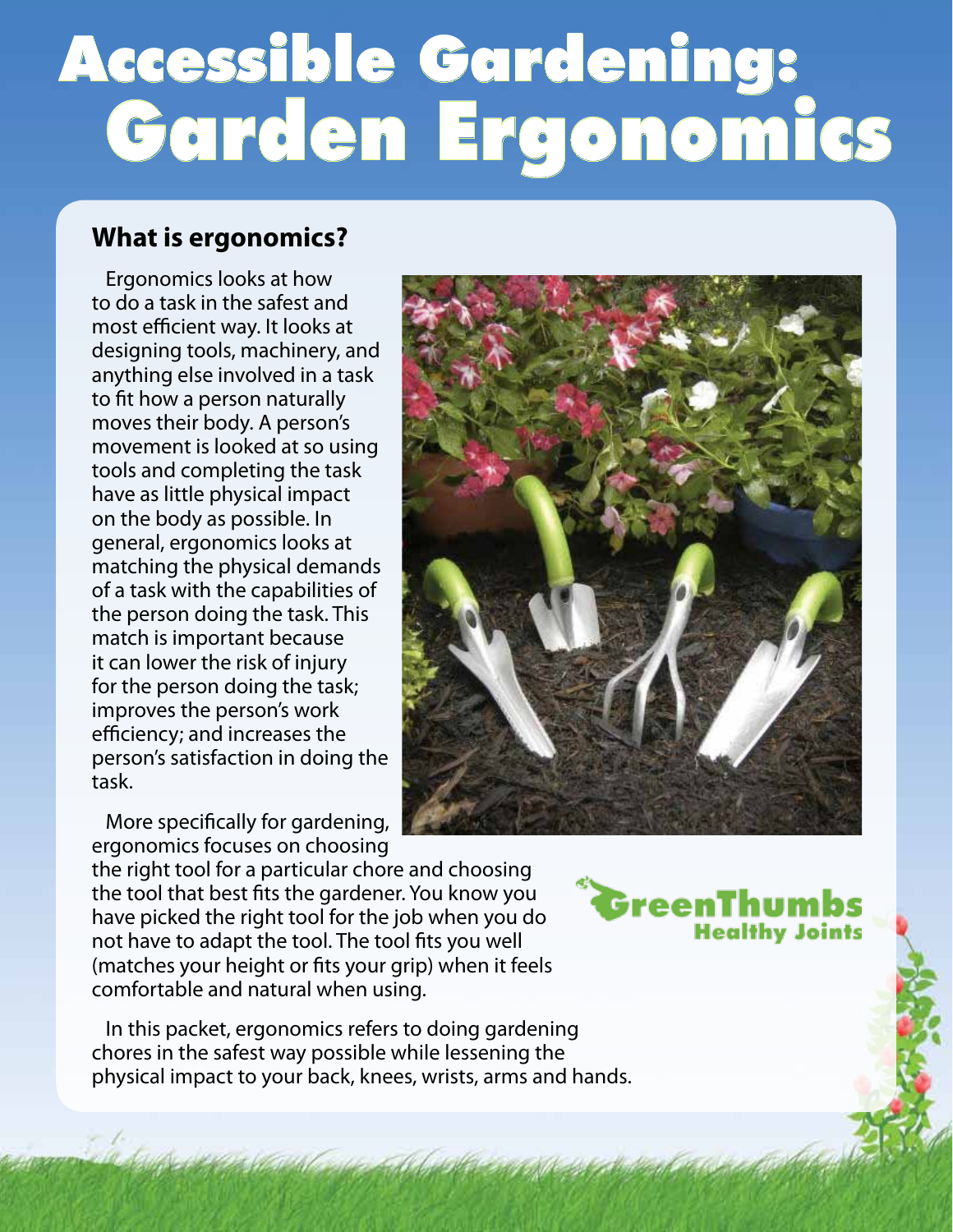# Accessible Gardening: Garden Ergonomics

## What is ergonomics?

Ergonomics looks at how to do a task in the safest and most efficient way. It looks at designing tools, machinery, and anything else involved in a task to fit how a person naturally moves their body. A person's movement is looked at so using tools and completing the task have as little physical impact on the body as possible. In general, ergonomics looks at matching the physical demands of a task with the capabilities of the person doing the task. This match is important because it can lower the risk of injury for the person doing the task; improves the person's work efficiency; and increases the person's satisfaction in doing the task.

More specifically for gardening, ergonomics focuses on choosing the right tool for a particular chore and choosing the tool that best fits the gardener. You know you have picked the right tool for the job when you do not have to adapt the tool. The tool fits you well (matches your height or fits your grip) when it feels comfortable and natural when using.

In this packet, ergonomics refers to doing gardening chores in the safest way possible while lessening the physical impact to your back, knees, wrists, arms and hands.

GreenThumbs Healthy Joints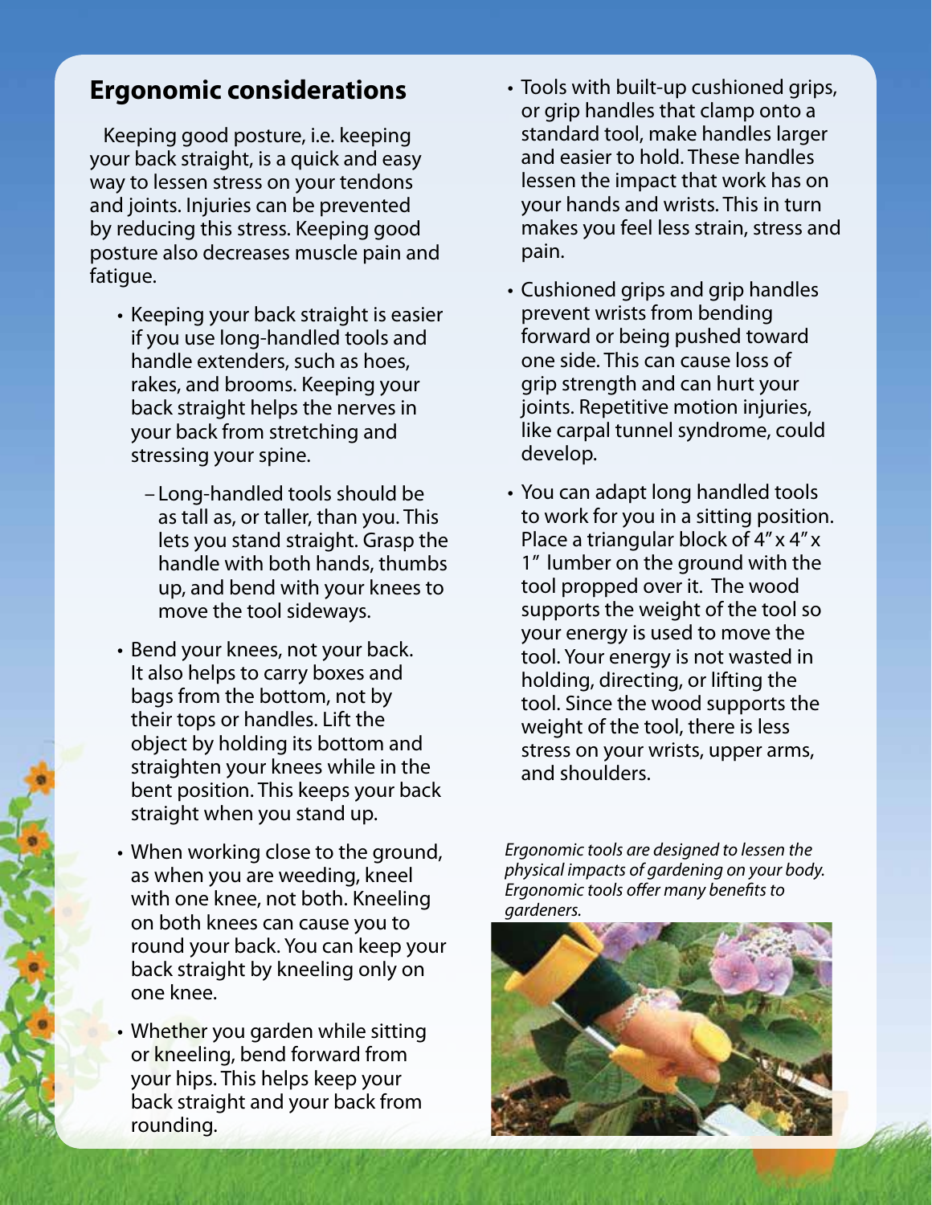## Ergonomic considerations

Keeping good posture, i.e. keeping your back straight, is a quick and easy way to lessen stress on your tendons and joints. Injuries can be prevented by reducing this stress. Keeping good posture also decreases muscle pain and fatigue.

- Keeping your back straight is easier if you use long-handled tools and handle extenders, such as hoes, rakes, and brooms. Keeping your back straight helps the nerves in your back from stretching and stressing your spine.
  - Long-handled tools should be as tall as, or taller, than you. This lets you stand straight. Grasp the handle with both hands, thumbs up, and bend with your knees to move the tool sideways.
- Bend your knees, not your back. It also helps to carry boxes and bags from the bottom, not by their tops or handles. Lift the object by holding its bottom and straighten your knees while in the bent position. This keeps your back straight when you stand up.
- When working close to the ground, as when you are weeding, kneel with one knee, not both. Kneeling on both knees can cause you to round your back. You can keep your back straight by kneeling only on one knee.
- Whether you garden while sitting or kneeling, bend forward from your hips. This helps keep your back straight and your back from rounding.
- Tools with built-up cushioned grips, or grip handles that clamp onto a standard tool, make handles larger and easier to hold. These handles lessen the impact that work has on your hands and wrists. This in turn makes you feel less strain, stress and pain.
- Cushioned grips and grip handles prevent wrists from bending forward or being pushed toward one side. This can cause loss of grip strength and can hurt your joints. Repetitive motion injuries, like carpal tunnel syndrome, could develop.
- You can adapt long handled tools to work for you in a sitting position. Place a triangular block of 4" x 4" x 1" lumber on the ground with the tool propped over it. The wood supports the weight of the tool so your energy is used to move the tool. Your energy is not wasted in holding, directing, or lifting the tool. Since the wood supports the weight of the tool, there is less stress on your wrists, upper arms, and shoulders.

*Ergonomic tools are designed to lessen the physical impacts of gardening on your body. Ergonomic tools offer many benefits to gardeners.*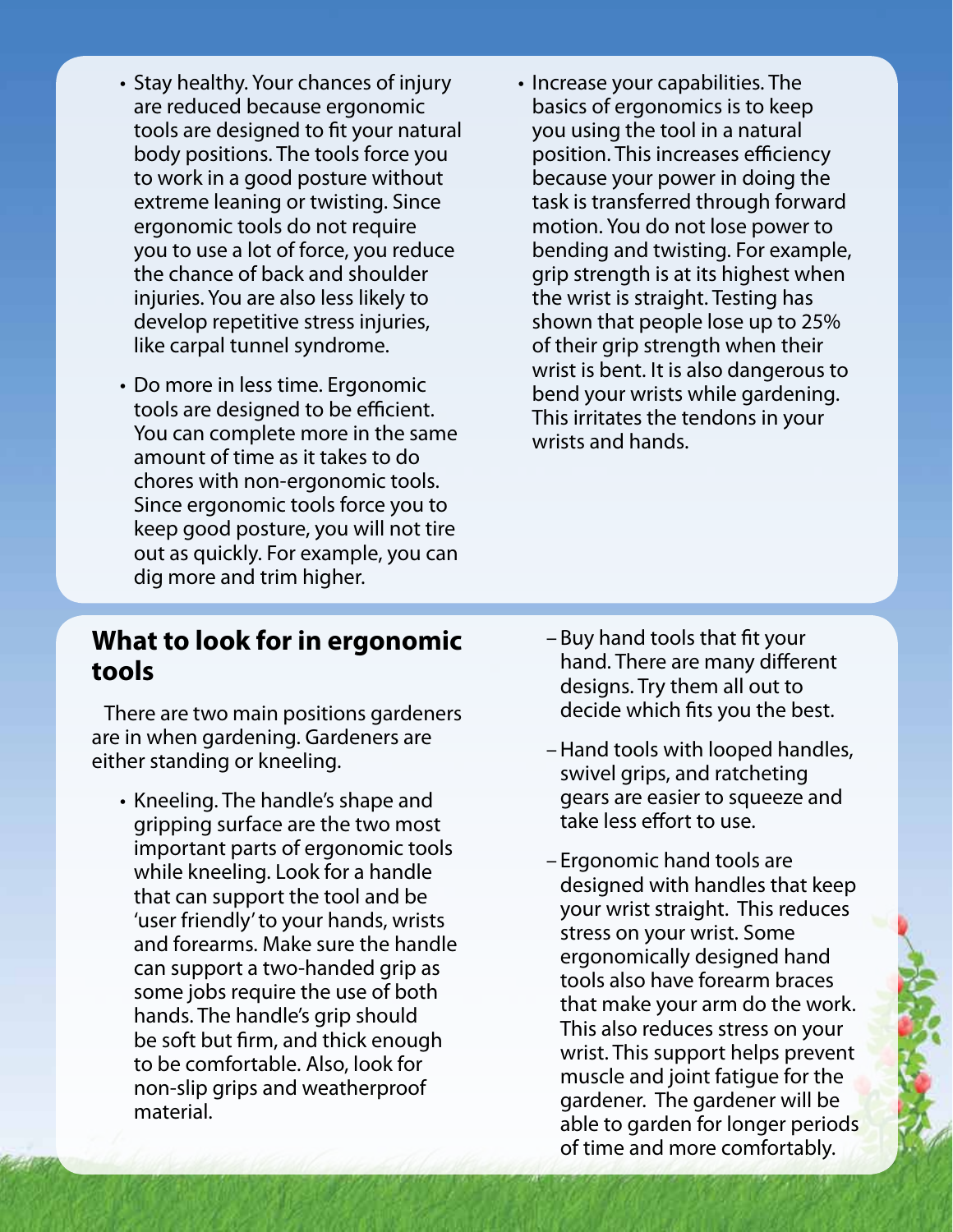- Stay healthy. Your chances of injury are reduced because ergonomic tools are designed to fit your natural body positions. The tools force you to work in a good posture without extreme leaning or twisting. Since ergonomic tools do not require you to use a lot of force, you reduce the chance of back and shoulder injuries. You are also less likely to develop repetitive stress injuries, like carpal tunnel syndrome.
- Do more in less time. Ergonomic tools are designed to be efficient. You can complete more in the same amount of time as it takes to do chores with non-ergonomic tools. Since ergonomic tools force you to keep good posture, you will not tire out as quickly. For example, you can dig more and trim higher.
- Increase your capabilities. The basics of ergonomics is to keep you using the tool in a natural position. This increases efficiency because your power in doing the task is transferred through forward motion. You do not lose power to bending and twisting. For example, grip strength is at its highest when the wrist is straight. Testing has shown that people lose up to 25% of their grip strength when their wrist is bent. It is also dangerous to bend your wrists while gardening. This irritates the tendons in your wrists and hands.

## What to look for in ergonomic tools

There are two main positions gardeners are in when gardening. Gardeners are either standing or kneeling.

- Kneeling. The handle's shape and gripping surface are the two most important parts of ergonomic tools while kneeling. Look for a handle that can support the tool and be 'user friendly' to your hands, wrists and forearms. Make sure the handle can support a two-handed grip as some jobs require the use of both hands. The handle's grip should be soft but firm, and thick enough to be comfortable. Also, look for non-slip grips and weatherproof material.
  - Buy hand tools that fit your hand. There are many different designs. Try them all out to decide which fits you the best.
  - Hand tools with looped handles, swivel grips, and ratcheting gears are easier to squeeze and take less effort to use.
  - Ergonomic hand tools are designed with handles that keep your wrist straight. This reduces stress on your wrist. Some ergonomically designed hand tools also have forearm braces that make your arm do the work. This also reduces stress on your wrist. This support helps prevent muscle and joint fatigue for the gardener. The gardener will be able to garden for longer periods of time and more comfortably.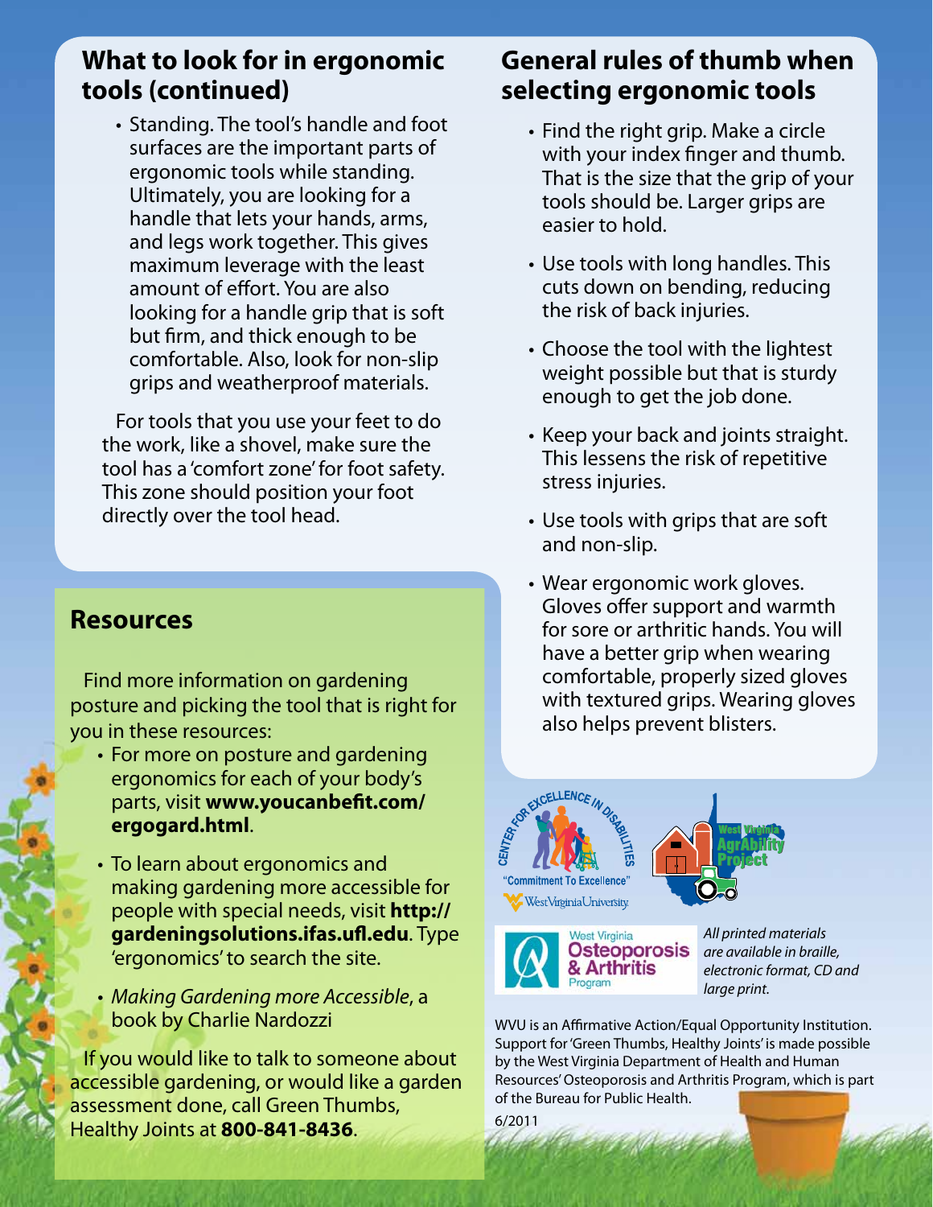## What to look for in ergonomic tools (continued)

- Standing. The tool's handle and foot surfaces are the important parts of ergonomic tools while standing. Ultimately, you are looking for a handle that lets your hands, arms, and legs work together. This gives maximum leverage with the least amount of effort. You are also looking for a handle grip that is soft but firm, and thick enough to be comfortable. Also, look for non-slip grips and weatherproof materials.

For tools that you use your feet to do the work, like a shovel, make sure the tool has a 'comfort zone' for foot safety. This zone should position your foot directly over the tool head.

## Resources

Find more information on gardening posture and picking the tool that is right for you in these resources:

- For more on posture and gardening ergonomics for each of your body's parts, visit **www.youcanbefit.com/ergogard.html**.
- To learn about ergonomics and making gardening more accessible for people with special needs, visit **http://gardeningsolutions.ifas.ufl.edu**. Type 'ergonomics' to search the site.
- *Making Gardening more Accessible*, a book by Charlie Nardozzi

If you would like to talk to someone about accessible gardening, or would like a garden assessment done, call Green Thumbs, Healthy Joints at **800-841-8436**.

## General rules of thumb when selecting ergonomic tools

- Find the right grip. Make a circle with your index finger and thumb. That is the size that the grip of your tools should be. Larger grips are easier to hold.
- Use tools with long handles. This cuts down on bending, reducing the risk of back injuries.
- Choose the tool with the lightest weight possible but that is sturdy enough to get the job done.
- Keep your back and joints straight. This lessens the risk of repetitive stress injuries.
- Use tools with grips that are soft and non-slip.
- Wear ergonomic work gloves. Gloves offer support and warmth for sore or arthritic hands. You will have a better grip when wearing comfortable, properly sized gloves with textured grips. Wearing gloves also helps prevent blisters.

Center for Excellence in Disabilities "Commitment To Excellence" West Virginia University

West Virginia AgrAbility Project

West Virginia Osteoporosis & Arthritis Program

*All printed materials are available in braille, electronic format, CD and large print.*

WVU is an Affirmative Action/Equal Opportunity Institution. Support for 'Green Thumbs, Healthy Joints' is made possible by the West Virginia Department of Health and Human Resources' Osteoporosis and Arthritis Program, which is part of the Bureau for Public Health.

6/2011